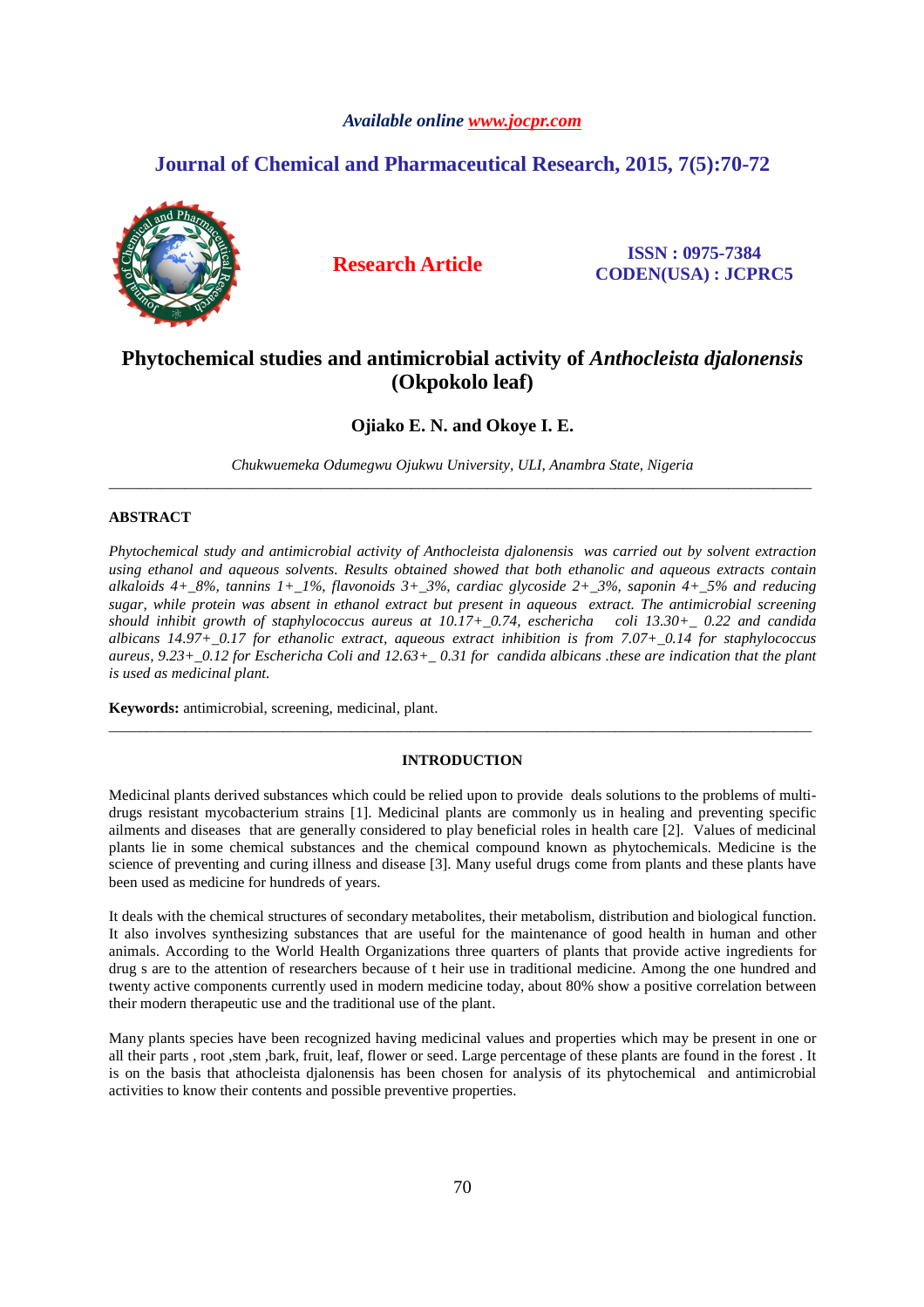*Available online www.jocpr.com*

**Journal of Chemical and Pharmaceutical Research, 2015, 7(5):70-72**

**Research Article**

**ISSN : 0975-7384**
**CODEN(USA) : JCPRC5**

# Phytochemical studies and antimicrobial activity of *Anthocleista djalonensis* (Okpokolo leaf)

**Ojiako E. N. and Okoye I. E.**

*Chukwuemeka Odumegwu Ojukwu University, ULI, Anambra State, Nigeria*

---

## ABSTRACT

*Phytochemical study and antimicrobial activity of Anthocleista djalonensis was carried out by solvent extraction using ethanol and aqueous solvents. Results obtained showed that both ethanolic and aqueous extracts contain alkaloids 4+_8%, tannins 1+_1%, flavonoids 3+_3%, cardiac glycoside 2+_3%, saponin 4+_5% and reducing sugar, while protein was absent in ethanol extract but present in aqueous extract. The antimicrobial screening should inhibit growth of staphylococcus aureus at 10.17+_0.74, eschericha coli 13.30+_ 0.22 and candida albicans 14.97+_0.17 for ethanolic extract, aqueous extract inhibition is from 7.07+_0.14 for staphylococcus aureus, 9.23+_0.12 for Eschericha Coli and 12.63+_ 0.31 for candida albicans .these are indication that the plant is used as medicinal plant.*

**Keywords:** antimicrobial, screening, medicinal, plant.

---

## INTRODUCTION

Medicinal plants derived substances which could be relied upon to provide deals solutions to the problems of multi-drugs resistant mycobacterium strains [1]. Medicinal plants are commonly us in healing and preventing specific ailments and diseases that are generally considered to play beneficial roles in health care [2]. Values of medicinal plants lie in some chemical substances and the chemical compound known as phytochemicals. Medicine is the science of preventing and curing illness and disease [3]. Many useful drugs come from plants and these plants have been used as medicine for hundreds of years.

It deals with the chemical structures of secondary metabolites, their metabolism, distribution and biological function. It also involves synthesizing substances that are useful for the maintenance of good health in human and other animals. According to the World Health Organizations three quarters of plants that provide active ingredients for drug s are to the attention of researchers because of t heir use in traditional medicine. Among the one hundred and twenty active components currently used in modern medicine today, about 80% show a positive correlation between their modern therapeutic use and the traditional use of the plant.

Many plants species have been recognized having medicinal values and properties which may be present in one or all their parts , root ,stem ,bark, fruit, leaf, flower or seed. Large percentage of these plants are found in the forest . It is on the basis that athocleista djalonensis has been chosen for analysis of its phytochemical and antimicrobial activities to know their contents and possible preventive properties.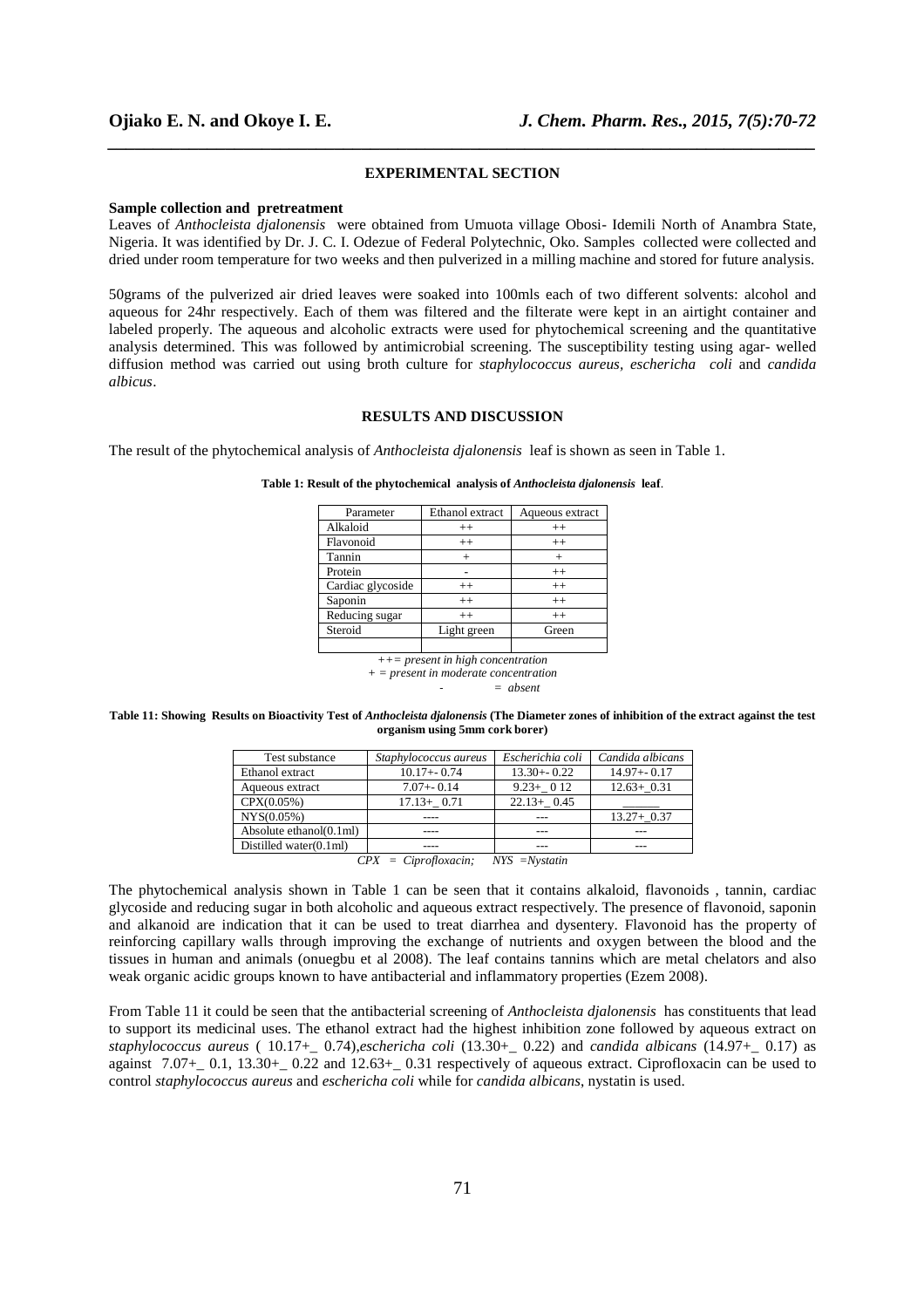## EXPERIMENTAL SECTION

**Sample collection and pretreatment**

Leaves of *Anthocleista djalonensis* were obtained from Umuota village Obosi- Idemili North of Anambra State, Nigeria. It was identified by Dr. J. C. I. Odezue of Federal Polytechnic, Oko. Samples collected were collected and dried under room temperature for two weeks and then pulverized in a milling machine and stored for future analysis.

50grams of the pulverized air dried leaves were soaked into 100mls each of two different solvents: alcohol and aqueous for 24hr respectively. Each of them was filtered and the filterate were kept in an airtight container and labeled properly. The aqueous and alcoholic extracts were used for phytochemical screening and the quantitative analysis determined. This was followed by antimicrobial screening. The susceptibility testing using agar- welled diffusion method was carried out using broth culture for *staphylococcus aureus, eschericha coli* and *candida albicus*.

## RESULTS AND DISCUSSION

The result of the phytochemical analysis of *Anthocleista djalonensis* leaf is shown as seen in Table 1.

**Table 1: Result of the phytochemical analysis of *Anthocleista djalonensis* leaf**.

| Parameter | Ethanol extract | Aqueous extract |
|---|---|---|
| Alkaloid | ++ | ++ |
| Flavonoid | ++ | ++ |
| Tannin | + | + |
| Protein | - | ++ |
| Cardiac glycoside | ++ | ++ |
| Saponin | ++ | ++ |
| Reducing sugar | ++ | ++ |
| Steroid | Light green | Green |
| | | |

*++= present in high concentration*
*+ = present in moderate concentration*
*- = absent*

**Table 11: Showing Results on Bioactivity Test of *Anthocleista djalonensis* (The Diameter zones of inhibition of the extract against the test organism using 5mm cork borer)**

| Test substance | *Staphylococcus aureus* | *Escherichia coli* | *Candida albicans* |
|---|---|---|---|
| Ethanol extract | 10.17+- 0.74 | 13.30+- 0.22 | 14.97+- 0.17 |
| Aqueous extract | 7.07+- 0.14 | 9.23+_ 0 12 | 12.63+_0.31 |
| CPX(0.05%) | 17.13+_ 0.71 | 22.13+_ 0.45 | _____ |
| NYS(0.05%) | ---- | --- | 13.27+_0.37 |
| Absolute ethanol(0.1ml) | ---- | --- | --- |
| Distilled water(0.1ml) | ---- | --- | --- |

*CPX = Ciprofloxacin; NYS =Nystatin*

The phytochemical analysis shown in Table 1 can be seen that it contains alkaloid, flavonoids , tannin, cardiac glycoside and reducing sugar in both alcoholic and aqueous extract respectively. The presence of flavonoid, saponin and alkanoid are indication that it can be used to treat diarrhea and dysentery. Flavonoid has the property of reinforcing capillary walls through improving the exchange of nutrients and oxygen between the blood and the tissues in human and animals (onuegbu et al 2008). The leaf contains tannins which are metal chelators and also weak organic acidic groups known to have antibacterial and inflammatory properties (Ezem 2008).

From Table 11 it could be seen that the antibacterial screening of *Anthocleista djalonensis* has constituents that lead to support its medicinal uses. The ethanol extract had the highest inhibition zone followed by aqueous extract on *staphylococcus aureus* ( 10.17+_ 0.74),*eschericha coli* (13.30+_ 0.22) and *candida albicans* (14.97+_ 0.17) as against 7.07+_ 0.1, 13.30+_ 0.22 and 12.63+_ 0.31 respectively of aqueous extract. Ciprofloxacin can be used to control *staphylococcus aureus* and *eschericha coli* while for *candida albicans*, nystatin is used.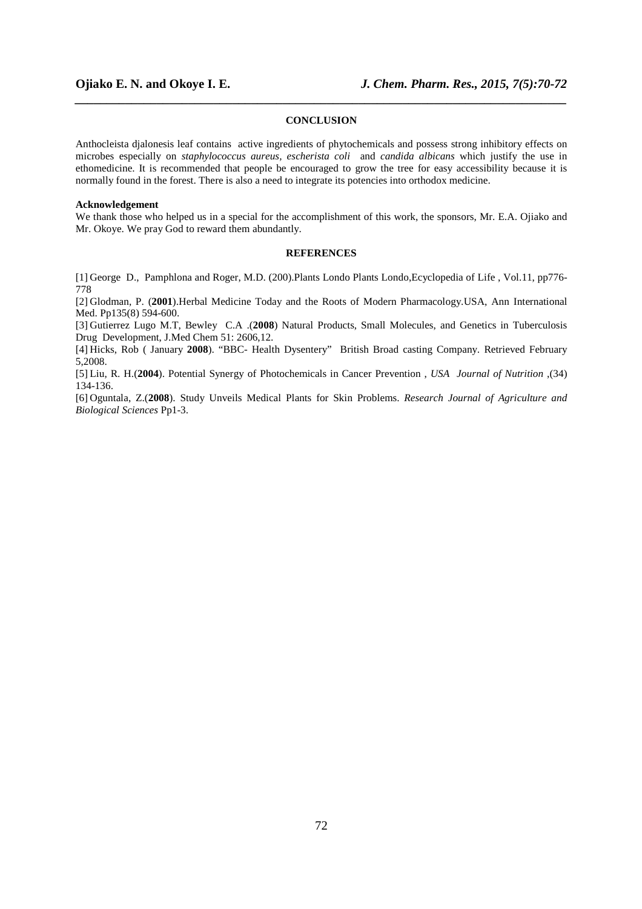## CONCLUSION

Anthocleista djalonesis leaf contains active ingredients of phytochemicals and possess strong inhibitory effects on microbes especially on *staphylococcus aureus, escherista coli* and *candida albicans* which justify the use in ethomedicine. It is recommended that people be encouraged to grow the tree for easy accessibility because it is normally found in the forest. There is also a need to integrate its potencies into orthodox medicine.

**Acknowledgement**

We thank those who helped us in a special for the accomplishment of this work, the sponsors, Mr. E.A. Ojiako and Mr. Okoye. We pray God to reward them abundantly.

## REFERENCES

[1] George D., Pamphlona and Roger, M.D. (200).Plants Londo Plants Londo,Ecyclopedia of Life , Vol.11, pp776-778

[2] Glodman, P. (**2001**).Herbal Medicine Today and the Roots of Modern Pharmacology.USA, Ann International Med. Pp135(8) 594-600.

[3] Gutierrez Lugo M.T, Bewley C.A .(**2008**) Natural Products, Small Molecules, and Genetics in Tuberculosis Drug Development, J.Med Chem 51: 2606,12.

[4] Hicks, Rob ( January **2008**). "BBC- Health Dysentery" British Broad casting Company. Retrieved February 5,2008.

[5] Liu, R. H.(**2004**). Potential Synergy of Photochemicals in Cancer Prevention , *USA Journal of Nutrition* ,(34) 134-136.

[6] Oguntala, Z.(**2008**). Study Unveils Medical Plants for Skin Problems. *Research Journal of Agriculture and Biological Sciences* Pp1-3.